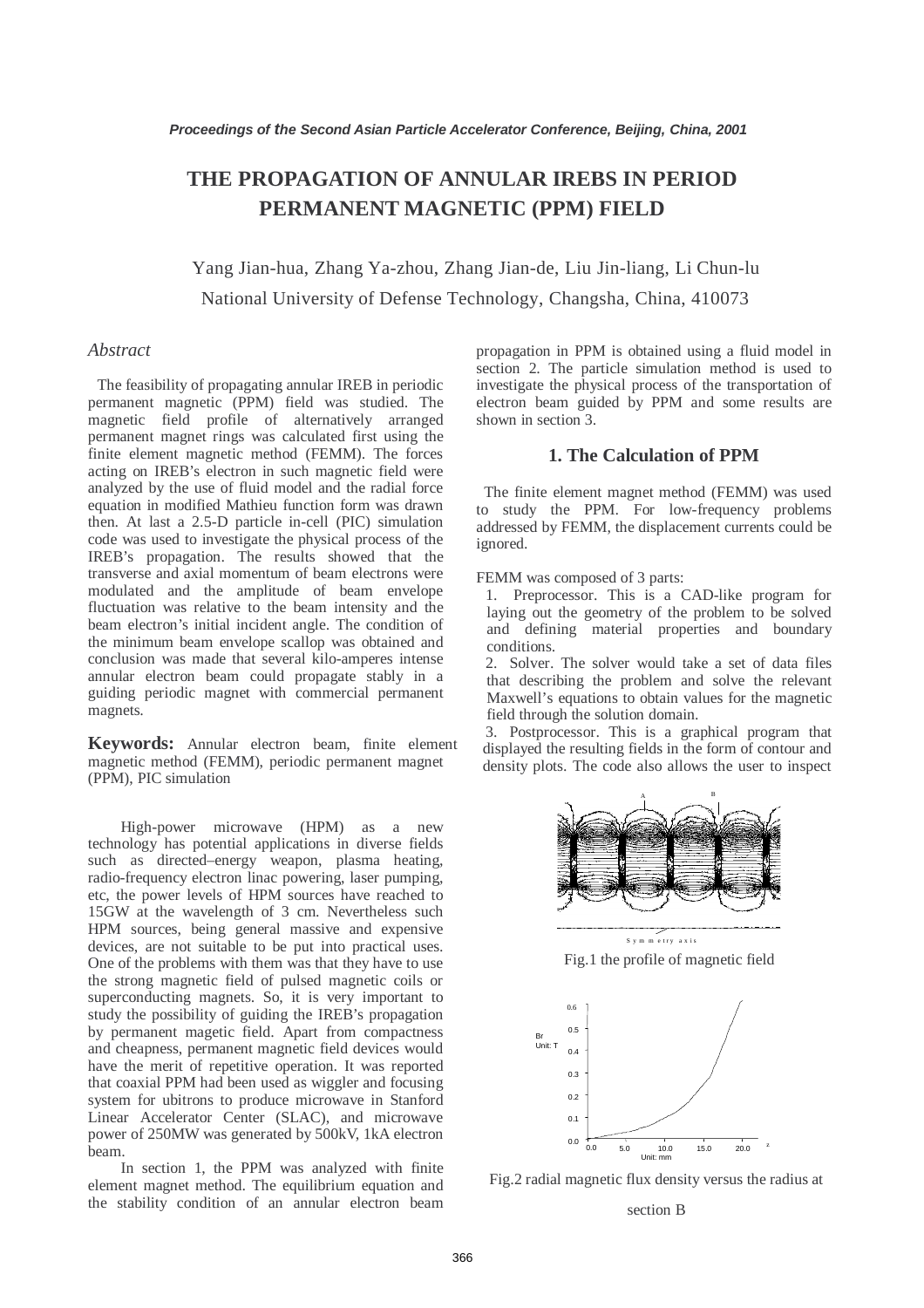*Proceedings of the Second Asian Particle Accelerator Conference, Beijing, China, 2001*

# THE PROPAGATION OF ANNULAR IREBS IN PERIOD PERMANENT MAGNETIC (PPM) FIELD

Yang Jian-hua, Zhang Ya-zhou, Zhang Jian-de, Liu Jin-liang, Li Chun-lu

National University of Defense Technology, Changsha, China, 410073

## *Abstract*

The feasibility of propagating annular IREB in periodic permanent magnetic (PPM) field was studied. The magnetic field profile of alternatively arranged permanent magnet rings was calculated first using the finite element magnetic method (FEMM). The forces acting on IREB's electron in such magnetic field were analyzed by the use of fluid model and the radial force equation in modified Mathieu function form was drawn then. At last a 2.5-D particle in-cell (PIC) simulation code was used to investigate the physical process of the IREB's propagation. The results showed that the transverse and axial momentum of beam electrons were modulated and the amplitude of beam envelope fluctuation was relative to the beam intensity and the beam electron's initial incident angle. The condition of the minimum beam envelope scallop was obtained and conclusion was made that several kilo-amperes intense annular electron beam could propagate stably in a guiding periodic magnet with commercial permanent magnets.

**Keywords:** Annular electron beam, finite element magnetic method (FEMM), periodic permanent magnet (PPM), PIC simulation

High-power microwave (HPM) as a new technology has potential applications in diverse fields such as directed–energy weapon, plasma heating, radio-frequency electron linac powering, laser pumping, etc, the power levels of HPM sources have reached to 15GW at the wavelength of 3 cm. Nevertheless such HPM sources, being general massive and expensive devices, are not suitable to be put into practical uses. One of the problems with them was that they have to use the strong magnetic field of pulsed magnetic coils or superconducting magnets. So, it is very important to study the possibility of guiding the IREB's propagation by permanent magetic field. Apart from compactness and cheapness, permanent magnetic field devices would have the merit of repetitive operation. It was reported that coaxial PPM had been used as wiggler and focusing system for ubitrons to produce microwave in Stanford Linear Accelerator Center (SLAC), and microwave power of 250MW was generated by 500kV, 1kA electron beam.

In section 1, the PPM was analyzed with finite element magnet method. The equilibrium equation and the stability condition of an annular electron beam propagation in PPM is obtained using a fluid model in section 2. The particle simulation method is used to investigate the physical process of the transportation of electron beam guided by PPM and some results are shown in section 3.

## 1. The Calculation of PPM

The finite element magnet method (FEMM) was used to study the PPM. For low-frequency problems addressed by FEMM, the displacement currents could be ignored.

FEMM was composed of 3 parts:

1. Preprocessor. This is a CAD-like program for laying out the geometry of the problem to be solved and defining material properties and boundary conditions.
2. Solver. The solver would take a set of data files that describing the problem and solve the relevant Maxwell's equations to obtain values for the magnetic field through the solution domain.
3. Postprocessor. This is a graphical program that displayed the resulting fields in the form of contour and density plots. The code also allows the user to inspect

Fig.1 the profile of magnetic field

Fig.2 radial magnetic flux density versus the radius at section B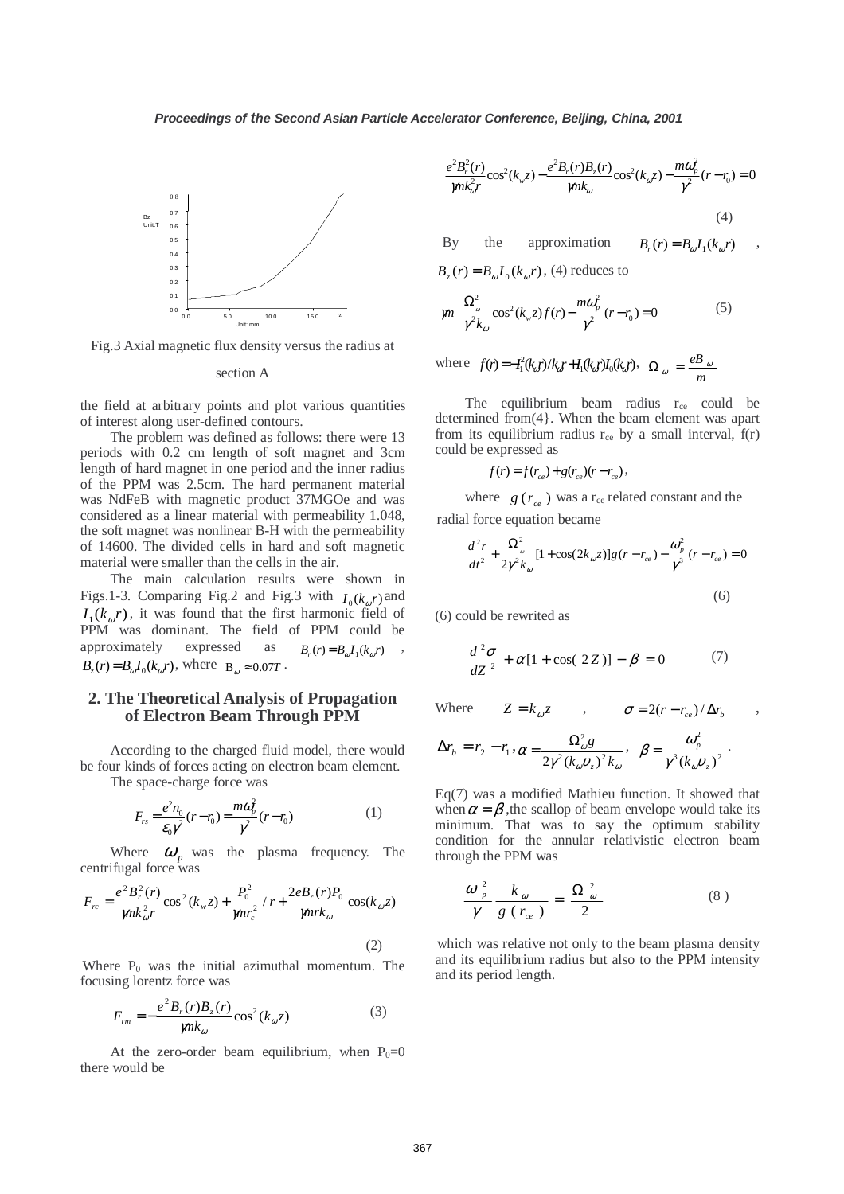Fig.3 Axial magnetic flux density versus the radius at section A

the field at arbitrary points and plot various quantities of interest along user-defined contours.

The problem was defined as follows: there were 13 periods with 0.2 cm length of soft magnet and 3cm length of hard magnet in one period and the inner radius of the PPM was 2.5cm. The hard permanent material was NdFeB with magnetic product 37MGOe and was considered as a linear material with permeability 1.048, the soft magnet was nonlinear B-H with the permeability of 14600. The divided cells in hard and soft magnetic material were smaller than the cells in the air.

The main calculation results were shown in Figs.1-3. Comparing Fig.2 and Fig.3 with $I_0(k_\omega r)$ and $I_1(k_\omega r)$, it was found that the first harmonic field of PPM was dominant. The field of PPM could be approximately expressed as $B_r(r) = B_\omega I_1(k_\omega r)$, $B_z(r) = B_\omega I_0(k_\omega r)$, where $B_\omega \approx 0.07T$.

## 2. The Theoretical Analysis of Propagation of Electron Beam Through PPM

According to the charged fluid model, there would be four kinds of forces acting on electron beam element.

The space-charge force was

$$F_{rs} = \frac{e^2 n_0}{\varepsilon_0 \gamma^2}(r - r_0) = \frac{m\omega_p^2}{\gamma^2}(r - r_0) \tag{1}$$

Where $\omega_p$ was the plasma frequency. The centrifugal force was

$$F_{rc} = \frac{e^2 B_r^2(r)}{\gamma m k_\omega^2 r}\cos^2(k_w z) + \frac{P_0^2}{\gamma m r_c^2}/r + \frac{2eB_r(r)P_0}{\gamma m r k_\omega}\cos(k_\omega z) \tag{2}$$

Where $P_0$ was the initial azimuthal momentum. The focusing lorentz force was

$$F_{rm} = -\frac{e^2 B_r(r) B_z(r)}{\gamma m k_\omega}\cos^2(k_\omega z) \tag{3}$$

At the zero-order beam equilibrium, when $P_0$=0 there would be

$$\frac{e^2 B_r^2(r)}{\gamma m k_\omega^2 r}\cos^2(k_w z) - \frac{e^2 B_r(r) B_z(r)}{\gamma m k_\omega}\cos^2(k_\omega z) - \frac{m\omega_p^2}{\gamma^2}(r - r_0) = 0 \tag{4}$$

By the approximation $B_r(r) = B_\omega I_1(k_\omega r)$, $B_z(r) = B_\omega I_0(k_\omega r)$, (4) reduces to

$$\gamma m \frac{\Omega_\omega^2}{\gamma^2 k_\omega}\cos^2(k_w z) f(r) - \frac{m\omega_p^2}{\gamma^2}(r - r_0) = 0 \tag{5}$$

where $f(r) = -I_1^2(k_\omega r)/k_\omega r + I_1(k_\omega r) I_0(k_\omega r)$, $\Omega_\omega = \frac{eB_\omega}{m}$

The equilibrium beam radius $r_{ce}$ could be determined from(4}. When the beam element was apart from its equilibrium radius $r_{ce}$ by a small interval, f(r) could be expressed as

$$f(r) = f(r_{ce}) + g(r_{ce})(r - r_{ce}),$$

where $g(r_{ce})$ was a $r_{ce}$ related constant and the radial force equation became

$$\frac{d^2 r}{dt^2} + \frac{\Omega_\omega^2}{2\gamma^2 k_\omega}[1 + \cos(2k_\omega z)]g(r - r_{ce}) - \frac{\omega_p^2}{\gamma^3}(r - r_{ce}) = 0 \tag{6}$$

(6) could be rewrited as

$$\frac{d^2\sigma}{dZ^2} + \alpha[1 + \cos(2Z)] - \beta = 0 \tag{7}$$

Where $Z = k_\omega z$, $\sigma = 2(r - r_{ce})/\Delta r_b$, $\Delta r_b = r_2 - r_1$, $\alpha = \frac{\Omega_\omega^2 g}{2\gamma^2 (k_\omega \upsilon_z)^2 k_\omega}$, $\beta = \frac{\omega_p^2}{\gamma^3 (k_\omega \upsilon_z)^2}$.

Eq(7) was a modified Mathieu function. It showed that when $\alpha = \beta$, the scallop of beam envelope would take its minimum. That was to say the optimum stability condition for the annular relativistic electron beam through the PPM was

$$\frac{\omega_p^2}{\gamma}\frac{k_\omega}{g(r_{ce})} = \frac{\Omega_\omega^2}{2} \tag{8}$$

which was relative not only to the beam plasma density and its equilibrium radius but also to the PPM intensity and its period length.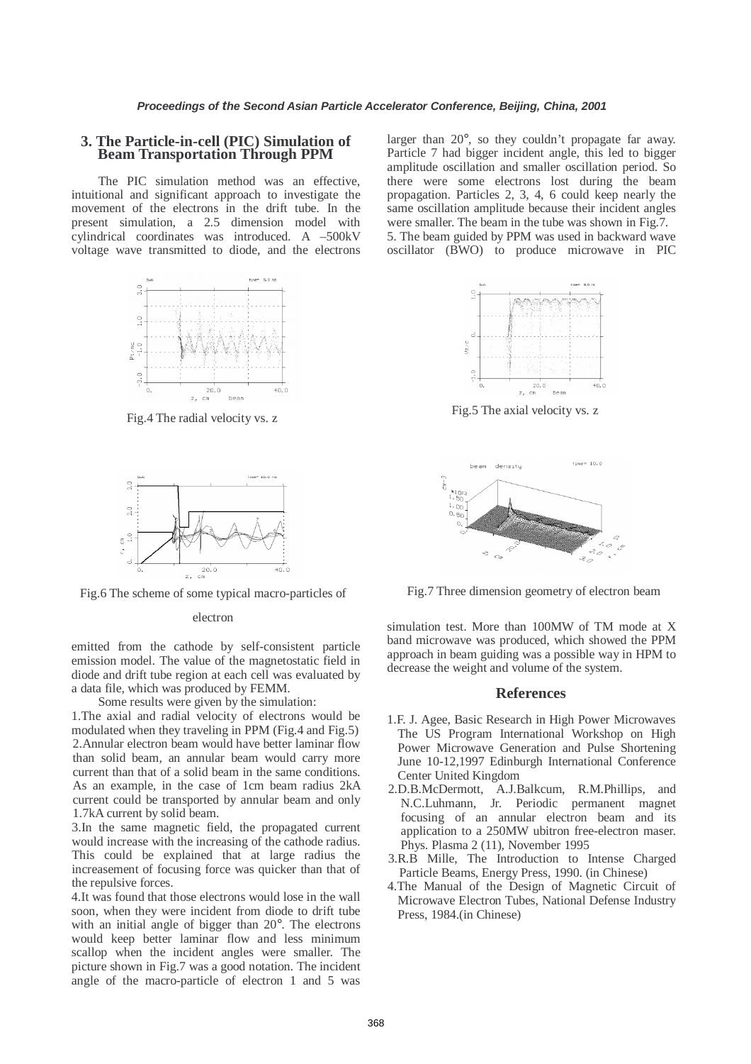## 3. The Particle-in-cell (PIC) Simulation of Beam Transportation Through PPM

The PIC simulation method was an effective, intuitional and significant approach to investigate the movement of the electrons in the drift tube. In the present simulation, a 2.5 dimension model with cylindrical coordinates was introduced. A –500kV voltage wave transmitted to diode, and the electrons emitted from the cathode by self-consistent particle emission model. The value of the magnetostatic field in diode and drift tube region at each cell was evaluated by a data file, which was produced by FEMM.

Fig.4 The radial velocity vs. z

Fig.6 The scheme of some typical macro-particles of electron

Some results were given by the simulation:

1.The axial and radial velocity of electrons would be modulated when they traveling in PPM (Fig.4 and Fig.5)

2.Annular electron beam would have better laminar flow than solid beam, an annular beam would carry more current than that of a solid beam in the same conditions. As an example, in the case of 1cm beam radius 2kA current could be transported by annular beam and only 1.7kA current by solid beam.

3.In the same magnetic field, the propagated current would increase with the increasing of the cathode radius. This could be explained that at large radius the increasement of focusing force was quicker than that of the repulsive forces.

4.It was found that those electrons would lose in the wall soon, when they were incident from diode to drift tube with an initial angle of bigger than 20°. The electrons would keep better laminar flow and less minimum scallop when the incident angles were smaller. The picture shown in Fig.7 was a good notation. The incident angle of the macro-particle of electron 1 and 5 was larger than 20°, so they couldn't propagate far away. Particle 7 had bigger incident angle, this led to bigger amplitude oscillation and smaller oscillation period. So there were some electrons lost during the beam propagation. Particles 2, 3, 4, 6 could keep nearly the same oscillation amplitude because their incident angles were smaller. The beam in the tube was shown in Fig.7.

5. The beam guided by PPM was used in backward wave oscillator (BWO) to produce microwave in PIC simulation test. More than 100MW of TM mode at X band microwave was produced, which showed the PPM approach in beam guiding was a possible way in HPM to decrease the weight and volume of the system.

Fig.5 The axial velocity vs. z

Fig.7 Three dimension geometry of electron beam

## References

1.F. J. Agee, Basic Research in High Power Microwaves The US Program International Workshop on High Power Microwave Generation and Pulse Shortening June 10-12,1997 Edinburgh International Conference Center United Kingdom

2.D.B.McDermott, A.J.Balkcum, R.M.Phillips, and N.C.Luhmann, Jr. Periodic permanent magnet focusing of an annular electron beam and its application to a 250MW ubitron free-electron maser. Phys. Plasma 2 (11), November 1995

3.R.B Mille, The Introduction to Intense Charged Particle Beams, Energy Press, 1990. (in Chinese)

4.The Manual of the Design of Magnetic Circuit of Microwave Electron Tubes, National Defense Industry Press, 1984.(in Chinese)